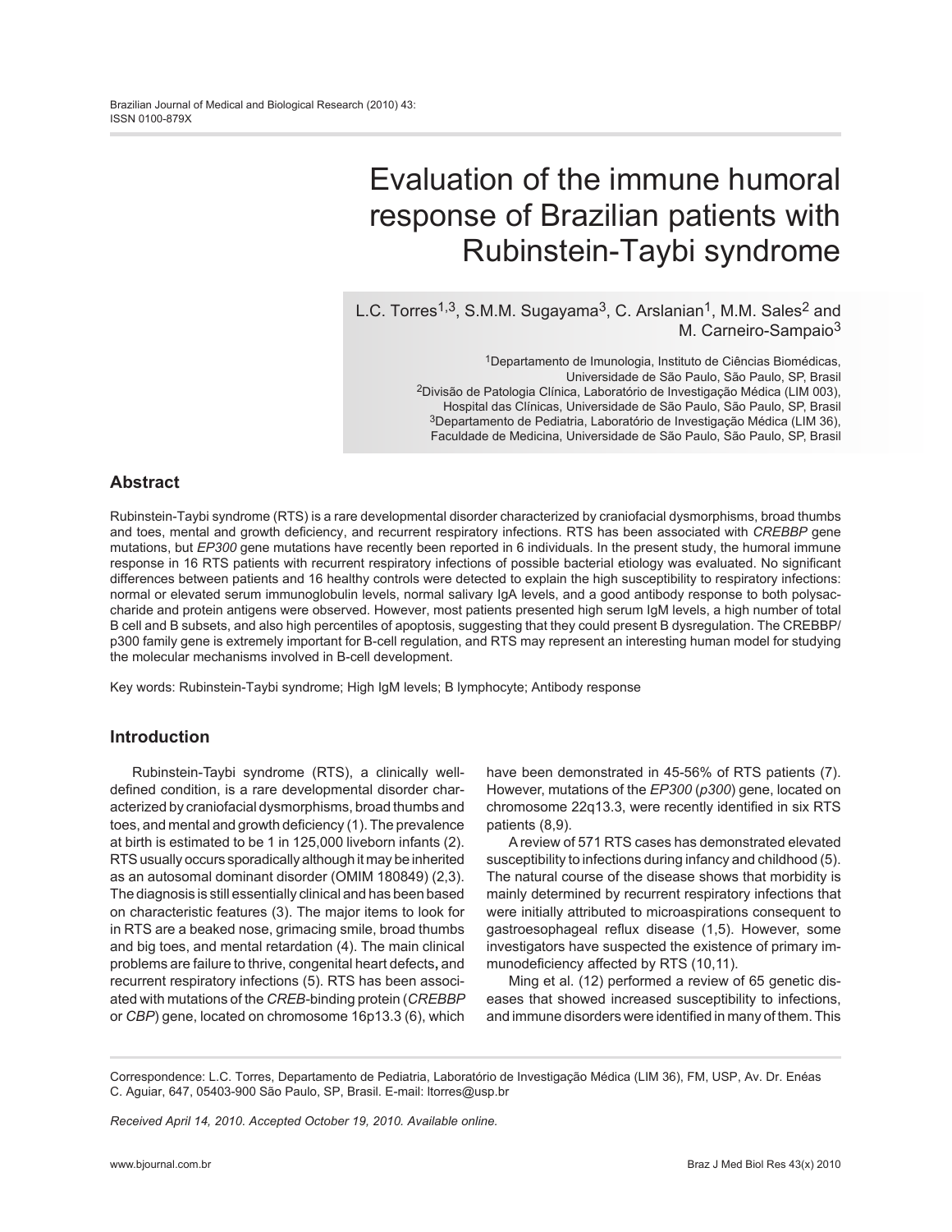# Evaluation of the immune humoral response of Brazilian patients with Rubinstein-Taybi syndrome

L.C. Torres[1,3], S.M.M. Sugayama[3], C. Arslanian[1], M.M. Sales[2] and M. Carneiro-Sampaio[3]

[1]Departamento de Imunologia, Instituto de Ciências Biomédicas, Universidade de São Paulo, São Paulo, SP, Brasil
[2]Divisão de Patologia Clínica, Laboratório de Investigação Médica (LIM 003), Hospital das Clínicas, Universidade de São Paulo, São Paulo, SP, Brasil
[3]Departamento de Pediatria, Laboratório de Investigação Médica (LIM 36), Faculdade de Medicina, Universidade de São Paulo, São Paulo, SP, Brasil

## Abstract

Rubinstein-Taybi syndrome (RTS) is a rare developmental disorder characterized by craniofacial dysmorphisms, broad thumbs and toes, mental and growth deficiency, and recurrent respiratory infections. RTS has been associated with *CREBBP* gene mutations, but *EP300* gene mutations have recently been reported in 6 individuals. In the present study, the humoral immune response in 16 RTS patients with recurrent respiratory infections of possible bacterial etiology was evaluated. No significant differences between patients and 16 healthy controls were detected to explain the high susceptibility to respiratory infections: normal or elevated serum immunoglobulin levels, normal salivary IgA levels, and a good antibody response to both polysaccharide and protein antigens were observed. However, most patients presented high serum IgM levels, a high number of total B cell and B subsets, and also high percentiles of apoptosis, suggesting that they could present B dysregulation. The CREBBP/p300 family gene is extremely important for B-cell regulation, and RTS may represent an interesting human model for studying the molecular mechanisms involved in B-cell development.

Key words: Rubinstein-Taybi syndrome; High IgM levels; B lymphocyte; Antibody response

## Introduction

Rubinstein-Taybi syndrome (RTS), a clinically well-defined condition, is a rare developmental disorder characterized by craniofacial dysmorphisms, broad thumbs and toes, and mental and growth deficiency (1). The prevalence at birth is estimated to be 1 in 125,000 liveborn infants (2). RTS usually occurs sporadically although it may be inherited as an autosomal dominant disorder (OMIM 180849) (2,3). The diagnosis is still essentially clinical and has been based on characteristic features (3). The major items to look for in RTS are a beaked nose, grimacing smile, broad thumbs and big toes, and mental retardation (4). The main clinical problems are failure to thrive, congenital heart defects**,** and recurrent respiratory infections (5). RTS has been associated with mutations of the *CREB*-binding protein (*CREBBP* or *CBP*) gene, located on chromosome 16p13.3 (6), which have been demonstrated in 45-56% of RTS patients (7). However, mutations of the *EP300* (*p300*) gene, located on chromosome 22q13.3, were recently identified in six RTS patients (8,9).

A review of 571 RTS cases has demonstrated elevated susceptibility to infections during infancy and childhood (5). The natural course of the disease shows that morbidity is mainly determined by recurrent respiratory infections that were initially attributed to microaspirations consequent to gastroesophageal reflux disease (1,5). However, some investigators have suspected the existence of primary immunodeficiency affected by RTS (10,11).

Ming et al. (12) performed a review of 65 genetic diseases that showed increased susceptibility to infections, and immune disorders were identified in many of them. This

Correspondence: L.C. Torres, Departamento de Pediatria, Laboratório de Investigação Médica (LIM 36), FM, USP, Av. Dr. Enéas C. Aguiar, 647, 05403-900 São Paulo, SP, Brasil. E-mail: ltorres@usp.br

*Received April 14, 2010. Accepted October 19, 2010. Available online.*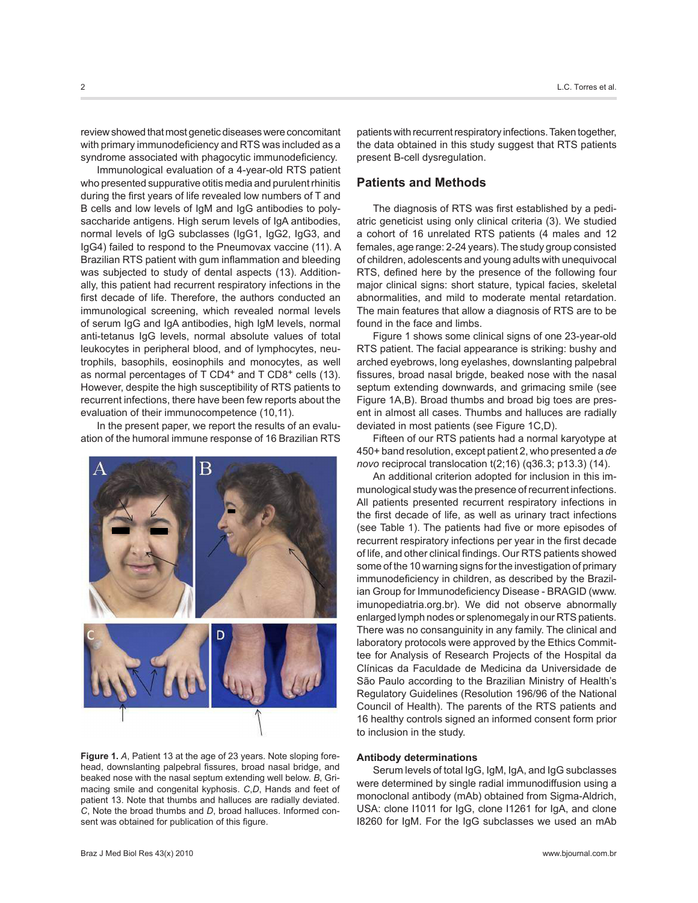review showed that most genetic diseases were concomitant with primary immunodeficiency and RTS was included as a syndrome associated with phagocytic immunodeficiency.

Immunological evaluation of a 4-year-old RTS patient who presented suppurative otitis media and purulent rhinitis during the first years of life revealed low numbers of T and B cells and low levels of IgM and IgG antibodies to polysaccharide antigens. High serum levels of IgA antibodies, normal levels of IgG subclasses (IgG1, IgG2, IgG3, and IgG4) failed to respond to the Pneumovax vaccine (11). A Brazilian RTS patient with gum inflammation and bleeding was subjected to study of dental aspects (13). Additionally, this patient had recurrent respiratory infections in the first decade of life. Therefore, the authors conducted an immunological screening, which revealed normal levels of serum IgG and IgA antibodies, high IgM levels, normal anti-tetanus IgG levels, normal absolute values of total leukocytes in peripheral blood, and of lymphocytes, neutrophils, basophils, eosinophils and monocytes, as well as normal percentages of T CD4$^+$ and T CD8$^+$ cells (13). However, despite the high susceptibility of RTS patients to recurrent infections, there have been few reports about the evaluation of their immunocompetence (10,11).

In the present paper, we report the results of an evaluation of the humoral immune response of 16 Brazilian RTS patients with recurrent respiratory infections. Taken together, the data obtained in this study suggest that RTS patients present B-cell dysregulation.

**Figure 1.** *A*, Patient 13 at the age of 23 years. Note sloping forehead, downslanting palpebral fissures, broad nasal bridge, and beaked nose with the nasal septum extending well below. *B*, Grimacing smile and congenital kyphosis. *C*,*D*, Hands and feet of patient 13. Note that thumbs and halluces are radially deviated. *C*, Note the broad thumbs and *D*, broad halluces. Informed consent was obtained for publication of this figure.

## Patients and Methods

The diagnosis of RTS was first established by a pediatric geneticist using only clinical criteria (3). We studied a cohort of 16 unrelated RTS patients (4 males and 12 females, age range: 2-24 years). The study group consisted of children, adolescents and young adults with unequivocal RTS, defined here by the presence of the following four major clinical signs: short stature, typical facies, skeletal abnormalities, and mild to moderate mental retardation. The main features that allow a diagnosis of RTS are to be found in the face and limbs.

Figure 1 shows some clinical signs of one 23-year-old RTS patient. The facial appearance is striking: bushy and arched eyebrows, long eyelashes, downslanting palpebral fissures, broad nasal brigde, beaked nose with the nasal septum extending downwards, and grimacing smile (see Figure 1A,B). Broad thumbs and broad big toes are present in almost all cases. Thumbs and halluces are radially deviated in most patients (see Figure 1C,D).

Fifteen of our RTS patients had a normal karyotype at 450+ band resolution, except patient 2, who presented a *de novo* reciprocal translocation t(2;16) (q36.3; p13.3) (14).

An additional criterion adopted for inclusion in this immunological study was the presence of recurrent infections. All patients presented recurrent respiratory infections in the first decade of life, as well as urinary tract infections (see Table 1). The patients had five or more episodes of recurrent respiratory infections per year in the first decade of life, and other clinical findings. Our RTS patients showed some of the 10 warning signs for the investigation of primary immunodeficiency in children, as described by the Brazilian Group for Immunodeficiency Disease - BRAGID (www.imunopediatria.org.br). We did not observe abnormally enlarged lymph nodes or splenomegaly in our RTS patients. There was no consanguinity in any family. The clinical and laboratory protocols were approved by the Ethics Committee for Analysis of Research Projects of the Hospital da Clínicas da Faculdade de Medicina da Universidade de São Paulo according to the Brazilian Ministry of Health's Regulatory Guidelines (Resolution 196/96 of the National Council of Health). The parents of the RTS patients and 16 healthy controls signed an informed consent form prior to inclusion in the study.

### Antibody determinations

Serum levels of total IgG, IgM, IgA, and IgG subclasses were determined by single radial immunodiffusion using a monoclonal antibody (mAb) obtained from Sigma-Aldrich, USA: clone I1011 for IgG, clone I1261 for IgA, and clone I8260 for IgM. For the IgG subclasses we used an mAb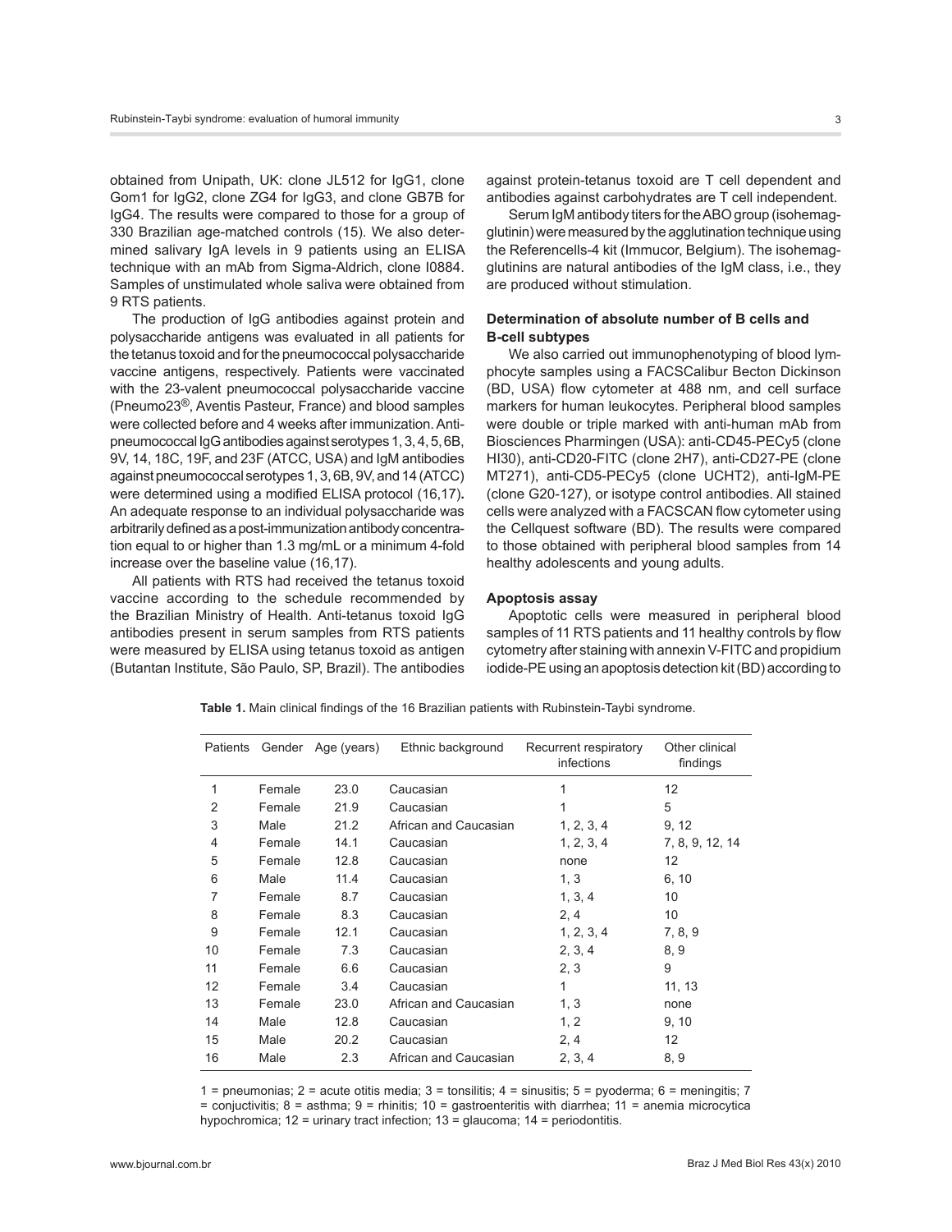obtained from Unipath, UK: clone JL512 for IgG1, clone Gom1 for IgG2, clone ZG4 for IgG3, and clone GB7B for IgG4. The results were compared to those for a group of 330 Brazilian age-matched controls (15). We also determined salivary IgA levels in 9 patients using an ELISA technique with an mAb from Sigma-Aldrich, clone I0884. Samples of unstimulated whole saliva were obtained from 9 RTS patients.

The production of IgG antibodies against protein and polysaccharide antigens was evaluated in all patients for the tetanus toxoid and for the pneumococcal polysaccharide vaccine antigens, respectively. Patients were vaccinated with the 23-valent pneumococcal polysaccharide vaccine (Pneumo23®, Aventis Pasteur, France) and blood samples were collected before and 4 weeks after immunization. Anti-pneumococcal IgG antibodies against serotypes 1, 3, 4, 5, 6B, 9V, 14, 18C, 19F, and 23F (ATCC, USA) and IgM antibodies against pneumococcal serotypes 1, 3, 6B, 9V, and 14 (ATCC) were determined using a modified ELISA protocol (16,17). An adequate response to an individual polysaccharide was arbitrarily defined as a post-immunization antibody concentration equal to or higher than 1.3 mg/mL or a minimum 4-fold increase over the baseline value (16,17).

All patients with RTS had received the tetanus toxoid vaccine according to the schedule recommended by the Brazilian Ministry of Health. Anti-tetanus toxoid IgG antibodies present in serum samples from RTS patients were measured by ELISA using tetanus toxoid as antigen (Butantan Institute, São Paulo, SP, Brazil). The antibodies against protein-tetanus toxoid are T cell dependent and antibodies against carbohydrates are T cell independent.

Serum IgM antibody titers for the ABO group (isohemagglutinin) were measured by the agglutination technique using the Referencells-4 kit (Immucor, Belgium). The isohemagglutinins are natural antibodies of the IgM class, i.e., they are produced without stimulation.

### Determination of absolute number of B cells and B-cell subtypes

We also carried out immunophenotyping of blood lymphocyte samples using a FACSCalibur Becton Dickinson (BD, USA) flow cytometer at 488 nm, and cell surface markers for human leukocytes. Peripheral blood samples were double or triple marked with anti-human mAb from Biosciences Pharmingen (USA): anti-CD45-PECy5 (clone HI30), anti-CD20-FITC (clone 2H7), anti-CD27-PE (clone MT271), anti-CD5-PECy5 (clone UCHT2), anti-IgM-PE (clone G20-127), or isotype control antibodies. All stained cells were analyzed with a FACSCAN flow cytometer using the Cellquest software (BD). The results were compared to those obtained with peripheral blood samples from 14 healthy adolescents and young adults.

### Apoptosis assay

Apoptotic cells were measured in peripheral blood samples of 11 RTS patients and 11 healthy controls by flow cytometry after staining with annexin V-FITC and propidium iodide-PE using an apoptosis detection kit (BD) according to

**Table 1.** Main clinical findings of the 16 Brazilian patients with Rubinstein-Taybi syndrome.

| Patients | Gender | Age (years) | Ethnic background | Recurrent respiratory infections | Other clinical findings |
|---|---|---|---|---|---|
| 1 | Female | 23.0 | Caucasian | 1 | 12 |
| 2 | Female | 21.9 | Caucasian | 1 | 5 |
| 3 | Male | 21.2 | African and Caucasian | 1, 2, 3, 4 | 9, 12 |
| 4 | Female | 14.1 | Caucasian | 1, 2, 3, 4 | 7, 8, 9, 12, 14 |
| 5 | Female | 12.8 | Caucasian | none | 12 |
| 6 | Male | 11.4 | Caucasian | 1, 3 | 6, 10 |
| 7 | Female | 8.7 | Caucasian | 1, 3, 4 | 10 |
| 8 | Female | 8.3 | Caucasian | 2, 4 | 10 |
| 9 | Female | 12.1 | Caucasian | 1, 2, 3, 4 | 7, 8, 9 |
| 10 | Female | 7.3 | Caucasian | 2, 3, 4 | 8, 9 |
| 11 | Female | 6.6 | Caucasian | 2, 3 | 9 |
| 12 | Female | 3.4 | Caucasian | 1 | 11, 13 |
| 13 | Female | 23.0 | African and Caucasian | 1, 3 | none |
| 14 | Male | 12.8 | Caucasian | 1, 2 | 9, 10 |
| 15 | Male | 20.2 | Caucasian | 2, 4 | 12 |
| 16 | Male | 2.3 | African and Caucasian | 2, 3, 4 | 8, 9 |

1 = pneumonias; 2 = acute otitis media; 3 = tonsilitis; 4 = sinusitis; 5 = pyoderma; 6 = meningitis; 7 = conjuctivitis; 8 = asthma; 9 = rhinitis; 10 = gastroenteritis with diarrhea; 11 = anemia microcytica hypochromica; 12 = urinary tract infection; 13 = glaucoma; 14 = periodontitis.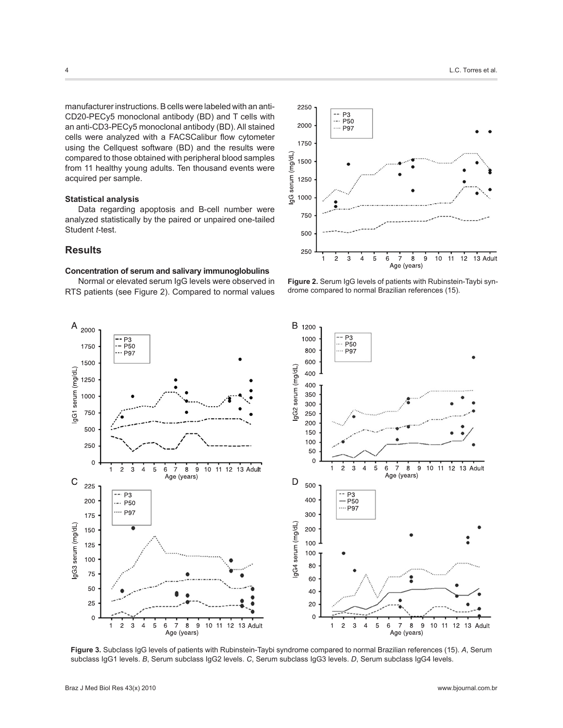manufacturer instructions. B cells were labeled with an anti-CD20-PECy5 monoclonal antibody (BD) and T cells with an anti-CD3-PECy5 monoclonal antibody (BD). All stained cells were analyzed with a FACSCalibur flow cytometer using the Cellquest software (BD) and the results were compared to those obtained with peripheral blood samples from 11 healthy young adults. Ten thousand events were acquired per sample.

### Statistical analysis

Data regarding apoptosis and B-cell number were analyzed statistically by the paired or unpaired one-tailed Student *t*-test.

## Results

### Concentration of serum and salivary immunoglobulins

Normal or elevated serum IgG levels were observed in RTS patients (see Figure 2). Compared to normal values

**Figure 2.** Serum IgG levels of patients with Rubinstein-Taybi syndrome compared to normal Brazilian references (15).

**Figure 3.** Subclass IgG levels of patients with Rubinstein-Taybi syndrome compared to normal Brazilian references (15). *A*, Serum subclass IgG1 levels. *B*, Serum subclass IgG2 levels. *C*, Serum subclass IgG3 levels. *D*, Serum subclass IgG4 levels.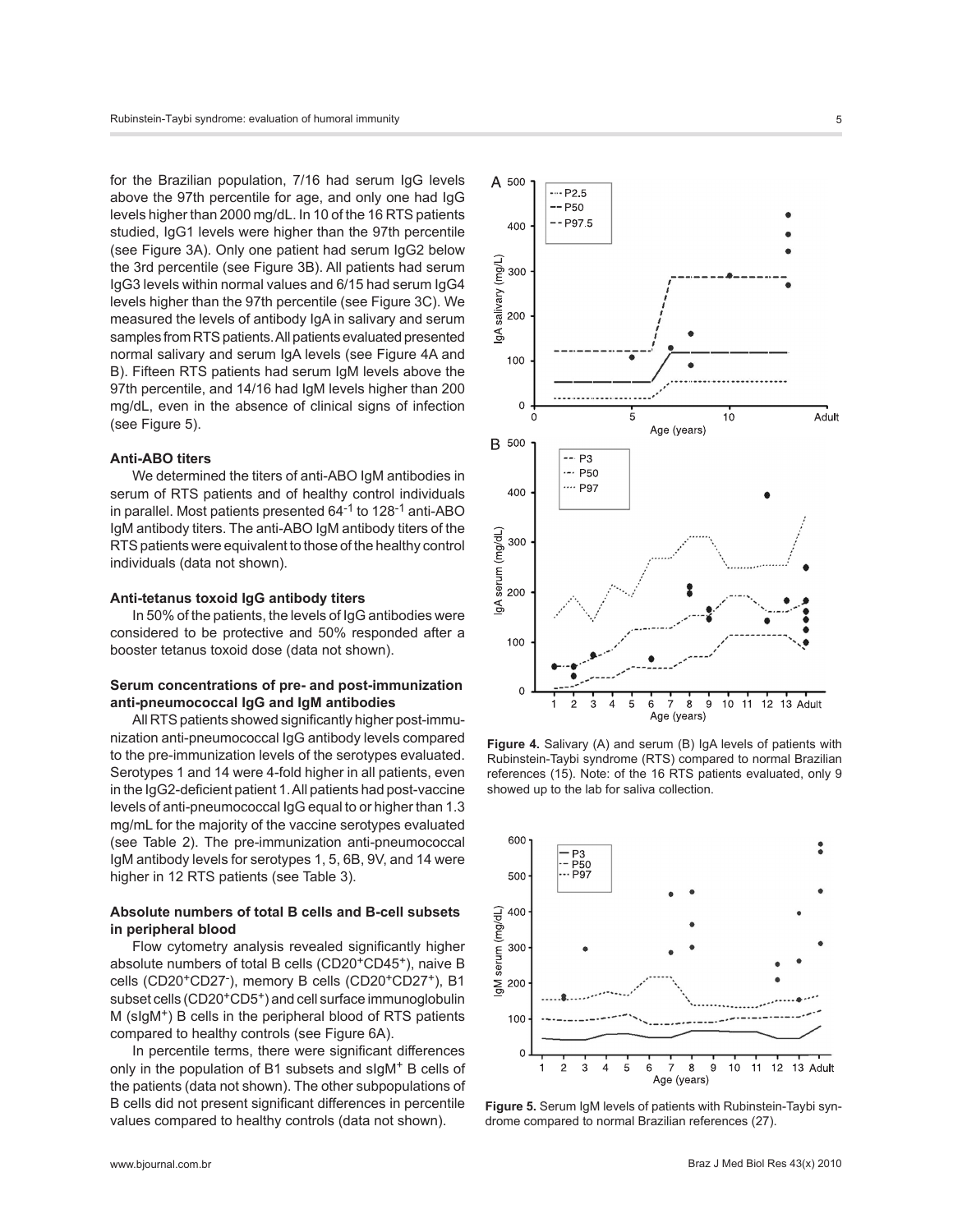for the Brazilian population, 7/16 had serum IgG levels above the 97th percentile for age, and only one had IgG levels higher than 2000 mg/dL. In 10 of the 16 RTS patients studied, IgG1 levels were higher than the 97th percentile (see Figure 3A). Only one patient had serum IgG2 below the 3rd percentile (see Figure 3B). All patients had serum IgG3 levels within normal values and 6/15 had serum IgG4 levels higher than the 97th percentile (see Figure 3C). We measured the levels of antibody IgA in salivary and serum samples from RTS patients. All patients evaluated presented normal salivary and serum IgA levels (see Figure 4A and B). Fifteen RTS patients had serum IgM levels above the 97th percentile, and 14/16 had IgM levels higher than 200 mg/dL, even in the absence of clinical signs of infection (see Figure 5).

### Anti-ABO titers

We determined the titers of anti-ABO IgM antibodies in serum of RTS patients and of healthy control individuals in parallel. Most patients presented $64^{-1}$ to $128^{-1}$ anti-ABO IgM antibody titers. The anti-ABO IgM antibody titers of the RTS patients were equivalent to those of the healthy control individuals (data not shown).

### Anti-tetanus toxoid IgG antibody titers

In 50% of the patients, the levels of IgG antibodies were considered to be protective and 50% responded after a booster tetanus toxoid dose (data not shown).

### Serum concentrations of pre- and post-immunization anti-pneumococcal IgG and IgM antibodies

All RTS patients showed significantly higher post-immunization anti-pneumococcal IgG antibody levels compared to the pre-immunization levels of the serotypes evaluated. Serotypes 1 and 14 were 4-fold higher in all patients, even in the IgG2-deficient patient 1. All patients had post-vaccine levels of anti-pneumococcal IgG equal to or higher than 1.3 mg/mL for the majority of the vaccine serotypes evaluated (see Table 2). The pre-immunization anti-pneumococcal IgM antibody levels for serotypes 1, 5, 6B, 9V, and 14 were higher in 12 RTS patients (see Table 3).

### Absolute numbers of total B cells and B-cell subsets in peripheral blood

Flow cytometry analysis revealed significantly higher absolute numbers of total B cells ($CD20^+CD45^+$), naive B cells ($CD20^+CD27^-$), memory B cells ($CD20^+CD27^+$), B1 subset cells ($CD20^+CD5^+$) and cell surface immunoglobulin M ($sIgM^+$) B cells in the peripheral blood of RTS patients compared to healthy controls (see Figure 6A).

In percentile terms, there were significant differences only in the population of B1 subsets and $sIgM^+$ B cells of the patients (data not shown). The other subpopulations of B cells did not present significant differences in percentile values compared to healthy controls (data not shown).

**Figure 4.** Salivary (A) and serum (B) IgA levels of patients with Rubinstein-Taybi syndrome (RTS) compared to normal Brazilian references (15). Note: of the 16 RTS patients evaluated, only 9 showed up to the lab for saliva collection.

**Figure 5.** Serum IgM levels of patients with Rubinstein-Taybi syndrome compared to normal Brazilian references (27).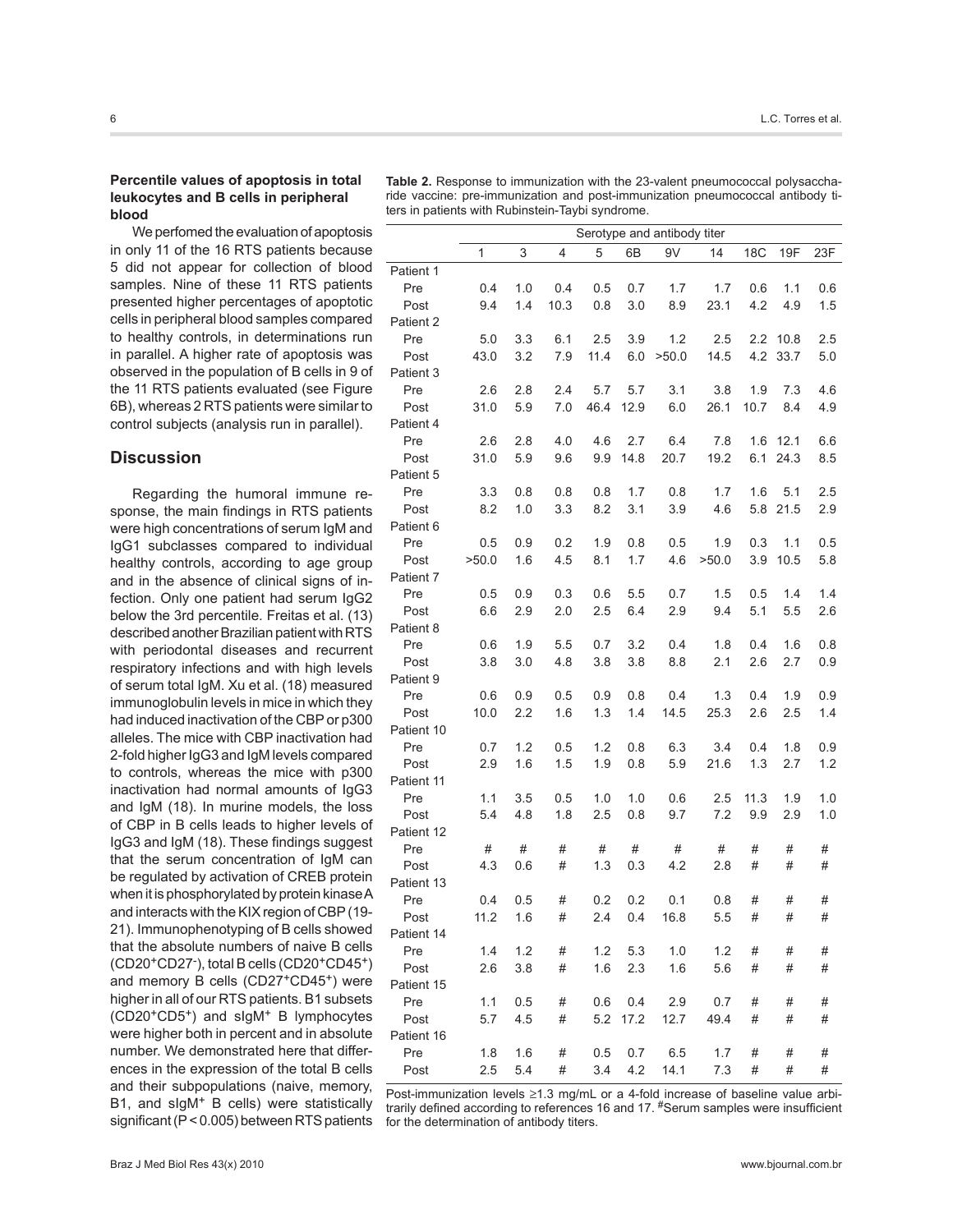### Percentile values of apoptosis in total leukocytes and B cells in peripheral blood

We perfomed the evaluation of apoptosis in only 11 of the 16 RTS patients because 5 did not appear for collection of blood samples. Nine of these 11 RTS patients presented higher percentages of apoptotic cells in peripheral blood samples compared to healthy controls, in determinations run in parallel. A higher rate of apoptosis was observed in the population of B cells in 9 of the 11 RTS patients evaluated (see Figure 6B), whereas 2 RTS patients were similar to control subjects (analysis run in parallel).

## Discussion

Regarding the humoral immune response, the main findings in RTS patients were high concentrations of serum IgM and IgG1 subclasses compared to individual healthy controls, according to age group and in the absence of clinical signs of infection. Only one patient had serum IgG2 below the 3rd percentile. Freitas et al. (13) described another Brazilian patient with RTS with periodontal diseases and recurrent respiratory infections and with high levels of serum total IgM. Xu et al. (18) measured immunoglobulin levels in mice in which they had induced inactivation of the CBP or p300 alleles. The mice with CBP inactivation had 2-fold higher IgG3 and IgM levels compared to controls, whereas the mice with p300 inactivation had normal amounts of IgG3 and IgM (18). In murine models, the loss of CBP in B cells leads to higher levels of IgG3 and IgM (18). These findings suggest that the serum concentration of IgM can be regulated by activation of CREB protein when it is phosphorylated by protein kinase A and interacts with the KIX region of CBP (19-21). Immunophenotyping of B cells showed that the absolute numbers of naive B cells ($CD20^+CD27^-$), total B cells ($CD20^+CD45^+$) and memory B cells ($CD27^+CD45^+$) were higher in all of our RTS patients. B1 subsets ($CD20^+CD5^+$) and $sIgM^+$ B lymphocytes were higher both in percent and in absolute number. We demonstrated here that differences in the expression of the total B cells and their subpopulations (naive, memory, B1, and $sIgM^+$ B cells) were statistically significant ($P < 0.005$) between RTS patients

**Table 2.** Response to immunization with the 23-valent pneumococcal polysaccharide vaccine: pre-immunization and post-immunization pneumococcal antibody titers in patients with Rubinstein-Taybi syndrome.

| | Serotype and antibody titer | | | | | | | | | |
|---|---|---|---|---|---|---|---|---|---|---|
| | 1 | 3 | 4 | 5 | 6B | 9V | 14 | 18C | 19F | 23F |
| Patient 1 | | | | | | | | | | |
| Pre | 0.4 | 1.0 | 0.4 | 0.5 | 0.7 | 1.7 | 1.7 | 0.6 | 1.1 | 0.6 |
| Post | 9.4 | 1.4 | 10.3 | 0.8 | 3.0 | 8.9 | 23.1 | 4.2 | 4.9 | 1.5 |
| Patient 2 | | | | | | | | | | |
| Pre | 5.0 | 3.3 | 6.1 | 2.5 | 3.9 | 1.2 | 2.5 | 2.2 | 10.8 | 2.5 |
| Post | 43.0 | 3.2 | 7.9 | 11.4 | 6.0 | >50.0 | 14.5 | 4.2 | 33.7 | 5.0 |
| Patient 3 | | | | | | | | | | |
| Pre | 2.6 | 2.8 | 2.4 | 5.7 | 5.7 | 3.1 | 3.8 | 1.9 | 7.3 | 4.6 |
| Post | 31.0 | 5.9 | 7.0 | 46.4 | 12.9 | 6.0 | 26.1 | 10.7 | 8.4 | 4.9 |
| Patient 4 | | | | | | | | | | |
| Pre | 2.6 | 2.8 | 4.0 | 4.6 | 2.7 | 6.4 | 7.8 | 1.6 | 12.1 | 6.6 |
| Post | 31.0 | 5.9 | 9.6 | 9.9 | 14.8 | 20.7 | 19.2 | 6.1 | 24.3 | 8.5 |
| Patient 5 | | | | | | | | | | |
| Pre | 3.3 | 0.8 | 0.8 | 0.8 | 1.7 | 0.8 | 1.7 | 1.6 | 5.1 | 2.5 |
| Post | 8.2 | 1.0 | 3.3 | 8.2 | 3.1 | 3.9 | 4.6 | 5.8 | 21.5 | 2.9 |
| Patient 6 | | | | | | | | | | |
| Pre | 0.5 | 0.9 | 0.2 | 1.9 | 0.8 | 0.5 | 1.9 | 0.3 | 1.1 | 0.5 |
| Post | >50.0 | 1.6 | 4.5 | 8.1 | 1.7 | 4.6 | >50.0 | 3.9 | 10.5 | 5.8 |
| Patient 7 | | | | | | | | | | |
| Pre | 0.5 | 0.9 | 0.3 | 0.6 | 5.5 | 0.7 | 1.5 | 0.5 | 1.4 | 1.4 |
| Post | 6.6 | 2.9 | 2.0 | 2.5 | 6.4 | 2.9 | 9.4 | 5.1 | 5.5 | 2.6 |
| Patient 8 | | | | | | | | | | |
| Pre | 0.6 | 1.9 | 5.5 | 0.7 | 3.2 | 0.4 | 1.8 | 0.4 | 1.6 | 0.8 |
| Post | 3.8 | 3.0 | 4.8 | 3.8 | 3.8 | 8.8 | 2.1 | 2.6 | 2.7 | 0.9 |
| Patient 9 | | | | | | | | | | |
| Pre | 0.6 | 0.9 | 0.5 | 0.9 | 0.8 | 0.4 | 1.3 | 0.4 | 1.9 | 0.9 |
| Post | 10.0 | 2.2 | 1.6 | 1.3 | 1.4 | 14.5 | 25.3 | 2.6 | 2.5 | 1.4 |
| Patient 10 | | | | | | | | | | |
| Pre | 0.7 | 1.2 | 0.5 | 1.2 | 0.8 | 6.3 | 3.4 | 0.4 | 1.8 | 0.9 |
| Post | 2.9 | 1.6 | 1.5 | 1.9 | 0.8 | 5.9 | 21.6 | 1.3 | 2.7 | 1.2 |
| Patient 11 | | | | | | | | | | |
| Pre | 1.1 | 3.5 | 0.5 | 1.0 | 1.0 | 0.6 | 2.5 | 11.3 | 1.9 | 1.0 |
| Post | 5.4 | 4.8 | 1.8 | 2.5 | 0.8 | 9.7 | 7.2 | 9.9 | 2.9 | 1.0 |
| Patient 12 | | | | | | | | | | |
| Pre | # | # | # | # | # | # | # | # | # | # |
| Post | 4.3 | 0.6 | # | 1.3 | 0.3 | 4.2 | 2.8 | # | # | # |
| Patient 13 | | | | | | | | | | |
| Pre | 0.4 | 0.5 | # | 0.2 | 0.2 | 0.1 | 0.8 | # | # | # |
| Post | 11.2 | 1.6 | # | 2.4 | 0.4 | 16.8 | 5.5 | # | # | # |
| Patient 14 | | | | | | | | | | |
| Pre | 1.4 | 1.2 | # | 1.2 | 5.3 | 1.0 | 1.2 | # | # | # |
| Post | 2.6 | 3.8 | # | 1.6 | 2.3 | 1.6 | 5.6 | # | # | # |
| Patient 15 | | | | | | | | | | |
| Pre | 1.1 | 0.5 | # | 0.6 | 0.4 | 2.9 | 0.7 | # | # | # |
| Post | 5.7 | 4.5 | # | 5.2 | 17.2 | 12.7 | 49.4 | # | # | # |
| Patient 16 | | | | | | | | | | |
| Pre | 1.8 | 1.6 | # | 0.5 | 0.7 | 6.5 | 1.7 | # | # | # |
| Post | 2.5 | 5.4 | # | 3.4 | 4.2 | 14.1 | 7.3 | # | # | # |

Post-immunization levels ≥1.3 mg/mL or a 4-fold increase of baseline value arbitrarily defined according to references 16 and 17. #Serum samples were insufficient for the determination of antibody titers.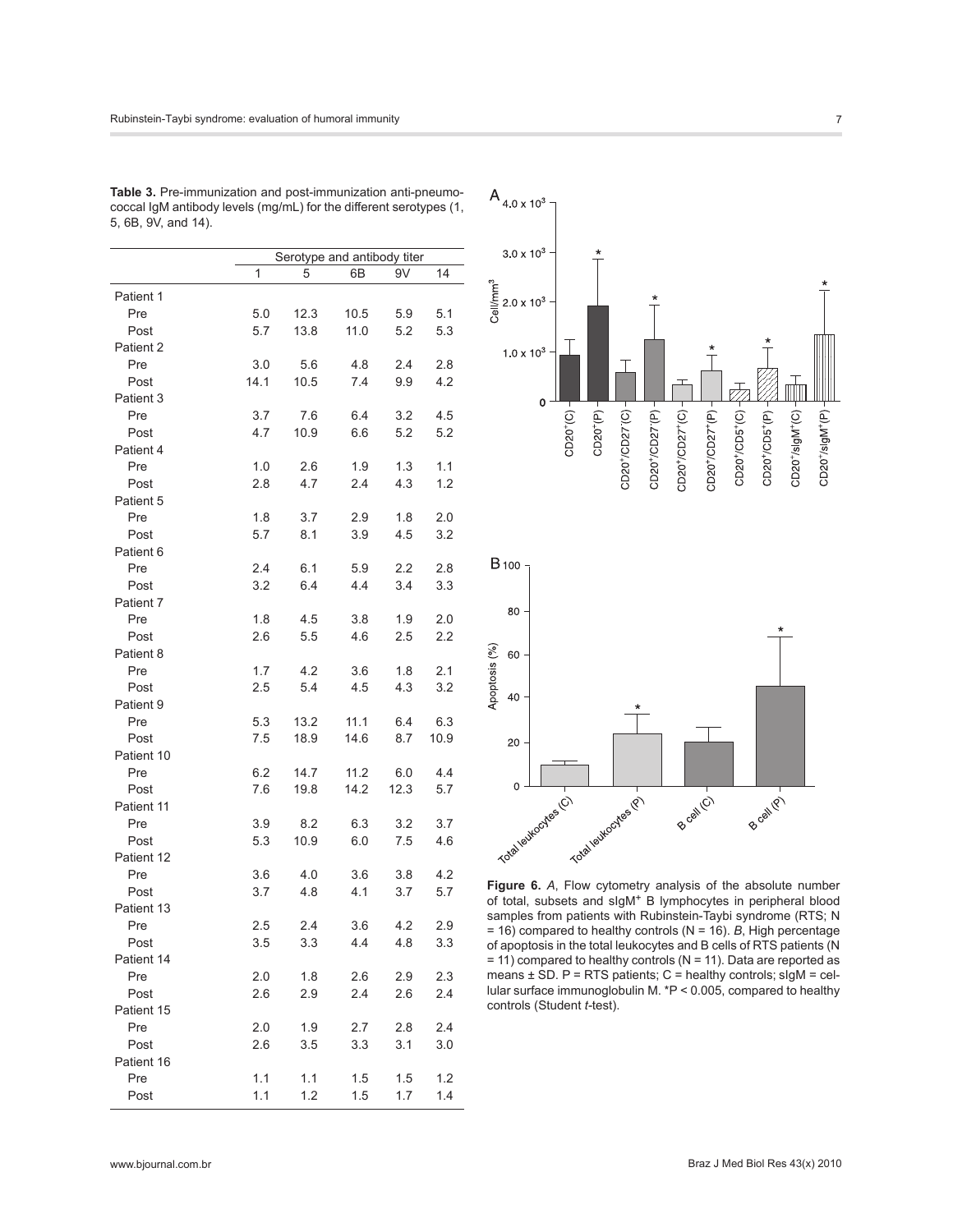**Table 3.** Pre-immunization and post-immunization anti-pneumococcal IgM antibody levels (mg/mL) for the different serotypes (1, 5, 6B, 9V, and 14).

| | Serotype and antibody titer | | | | |
|---|---|---|---|---|---|
| | 1 | 5 | 6B | 9V | 14 |
| Patient 1 | | | | | |
| Pre | 5.0 | 12.3 | 10.5 | 5.9 | 5.1 |
| Post | 5.7 | 13.8 | 11.0 | 5.2 | 5.3 |
| Patient 2 | | | | | |
| Pre | 3.0 | 5.6 | 4.8 | 2.4 | 2.8 |
| Post | 14.1 | 10.5 | 7.4 | 9.9 | 4.2 |
| Patient 3 | | | | | |
| Pre | 3.7 | 7.6 | 6.4 | 3.2 | 4.5 |
| Post | 4.7 | 10.9 | 6.6 | 5.2 | 5.2 |
| Patient 4 | | | | | |
| Pre | 1.0 | 2.6 | 1.9 | 1.3 | 1.1 |
| Post | 2.8 | 4.7 | 2.4 | 4.3 | 1.2 |
| Patient 5 | | | | | |
| Pre | 1.8 | 3.7 | 2.9 | 1.8 | 2.0 |
| Post | 5.7 | 8.1 | 3.9 | 4.5 | 3.2 |
| Patient 6 | | | | | |
| Pre | 2.4 | 6.1 | 5.9 | 2.2 | 2.8 |
| Post | 3.2 | 6.4 | 4.4 | 3.4 | 3.3 |
| Patient 7 | | | | | |
| Pre | 1.8 | 4.5 | 3.8 | 1.9 | 2.0 |
| Post | 2.6 | 5.5 | 4.6 | 2.5 | 2.2 |
| Patient 8 | | | | | |
| Pre | 1.7 | 4.2 | 3.6 | 1.8 | 2.1 |
| Post | 2.5 | 5.4 | 4.5 | 4.3 | 3.2 |
| Patient 9 | | | | | |
| Pre | 5.3 | 13.2 | 11.1 | 6.4 | 6.3 |
| Post | 7.5 | 18.9 | 14.6 | 8.7 | 10.9 |
| Patient 10 | | | | | |
| Pre | 6.2 | 14.7 | 11.2 | 6.0 | 4.4 |
| Post | 7.6 | 19.8 | 14.2 | 12.3 | 5.7 |
| Patient 11 | | | | | |
| Pre | 3.9 | 8.2 | 6.3 | 3.2 | 3.7 |
| Post | 5.3 | 10.9 | 6.0 | 7.5 | 4.6 |
| Patient 12 | | | | | |
| Pre | 3.6 | 4.0 | 3.6 | 3.8 | 4.2 |
| Post | 3.7 | 4.8 | 4.1 | 3.7 | 5.7 |
| Patient 13 | | | | | |
| Pre | 2.5 | 2.4 | 3.6 | 4.2 | 2.9 |
| Post | 3.5 | 3.3 | 4.4 | 4.8 | 3.3 |
| Patient 14 | | | | | |
| Pre | 2.0 | 1.8 | 2.6 | 2.9 | 2.3 |
| Post | 2.6 | 2.9 | 2.4 | 2.6 | 2.4 |
| Patient 15 | | | | | |
| Pre | 2.0 | 1.9 | 2.7 | 2.8 | 2.4 |
| Post | 2.6 | 3.5 | 3.3 | 3.1 | 3.0 |
| Patient 16 | | | | | |
| Pre | 1.1 | 1.1 | 1.5 | 1.5 | 1.2 |
| Post | 1.1 | 1.2 | 1.5 | 1.7 | 1.4 |

**Figure 6.** *A*, Flow cytometry analysis of the absolute number of total, subsets and sIgM$^+$ B lymphocytes in peripheral blood samples from patients with Rubinstein-Taybi syndrome (RTS; N = 16) compared to healthy controls (N = 16). *B*, High percentage of apoptosis in the total leukocytes and B cells of RTS patients (N = 11) compared to healthy controls (N = 11). Data are reported as means ± SD. P = RTS patients; C = healthy controls; sIgM = cellular surface immunoglobulin M. *P < 0.005, compared to healthy controls (Student *t*-test).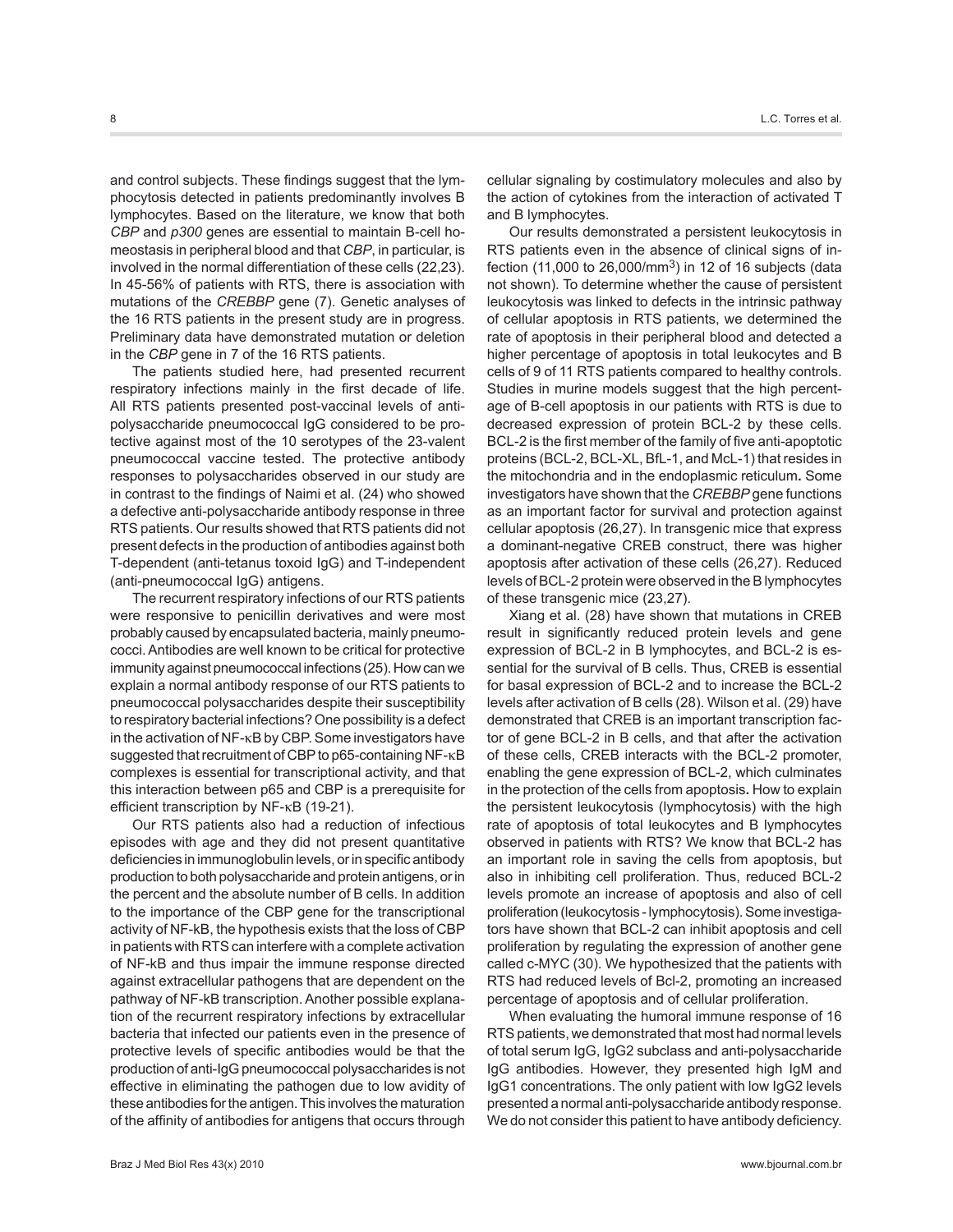and control subjects. These findings suggest that the lymphocytosis detected in patients predominantly involves B lymphocytes. Based on the literature, we know that both *CBP* and *p300* genes are essential to maintain B-cell homeostasis in peripheral blood and that *CBP*, in particular, is involved in the normal differentiation of these cells (22,23). In 45-56% of patients with RTS, there is association with mutations of the *CREBBP* gene (7). Genetic analyses of the 16 RTS patients in the present study are in progress. Preliminary data have demonstrated mutation or deletion in the *CBP* gene in 7 of the 16 RTS patients.

The patients studied here, had presented recurrent respiratory infections mainly in the first decade of life. All RTS patients presented post-vaccinal levels of anti-polysaccharide pneumococcal IgG considered to be protective against most of the 10 serotypes of the 23-valent pneumococcal vaccine tested. The protective antibody responses to polysaccharides observed in our study are in contrast to the findings of Naimi et al. (24) who showed a defective anti-polysaccharide antibody response in three RTS patients. Our results showed that RTS patients did not present defects in the production of antibodies against both T-dependent (anti-tetanus toxoid IgG) and T-independent (anti-pneumococcal IgG) antigens.

The recurrent respiratory infections of our RTS patients were responsive to penicillin derivatives and were most probably caused by encapsulated bacteria, mainly pneumococci. Antibodies are well known to be critical for protective immunity against pneumococcal infections (25). How can we explain a normal antibody response of our RTS patients to pneumococcal polysaccharides despite their susceptibility to respiratory bacterial infections? One possibility is a defect in the activation of NF-κB by CBP. Some investigators have suggested that recruitment of CBP to p65-containing NF-κB complexes is essential for transcriptional activity, and that this interaction between p65 and CBP is a prerequisite for efficient transcription by NF-κB (19-21).

Our RTS patients also had a reduction of infectious episodes with age and they did not present quantitative deficiencies in immunoglobulin levels, or in specific antibody production to both polysaccharide and protein antigens, or in the percent and the absolute number of B cells. In addition to the importance of the CBP gene for the transcriptional activity of NF-kB, the hypothesis exists that the loss of CBP in patients with RTS can interfere with a complete activation of NF-kB and thus impair the immune response directed against extracellular pathogens that are dependent on the pathway of NF-kB transcription. Another possible explanation of the recurrent respiratory infections by extracellular bacteria that infected our patients even in the presence of protective levels of specific antibodies would be that the production of anti-IgG pneumococcal polysaccharides is not effective in eliminating the pathogen due to low avidity of these antibodies for the antigen. This involves the maturation of the affinity of antibodies for antigens that occurs through cellular signaling by costimulatory molecules and also by the action of cytokines from the interaction of activated T and B lymphocytes.

Our results demonstrated a persistent leukocytosis in RTS patients even in the absence of clinical signs of infection (11,000 to 26,000/mm$^3$) in 12 of 16 subjects (data not shown). To determine whether the cause of persistent leukocytosis was linked to defects in the intrinsic pathway of cellular apoptosis in RTS patients, we determined the rate of apoptosis in their peripheral blood and detected a higher percentage of apoptosis in total leukocytes and B cells of 9 of 11 RTS patients compared to healthy controls. Studies in murine models suggest that the high percentage of B-cell apoptosis in our patients with RTS is due to decreased expression of protein BCL-2 by these cells. BCL-2 is the first member of the family of five anti-apoptotic proteins (BCL-2, BCL-XL, BfL-1, and McL-1) that resides in the mitochondria and in the endoplasmic reticulum. Some investigators have shown that the *CREBBP* gene functions as an important factor for survival and protection against cellular apoptosis (26,27). In transgenic mice that express a dominant-negative CREB construct, there was higher apoptosis after activation of these cells (26,27). Reduced levels of BCL-2 protein were observed in the B lymphocytes of these transgenic mice (23,27).

Xiang et al. (28) have shown that mutations in CREB result in significantly reduced protein levels and gene expression of BCL-2 in B lymphocytes, and BCL-2 is essential for the survival of B cells. Thus, CREB is essential for basal expression of BCL-2 and to increase the BCL-2 levels after activation of B cells (28). Wilson et al. (29) have demonstrated that CREB is an important transcription factor of gene BCL-2 in B cells, and that after the activation of these cells, CREB interacts with the BCL-2 promoter, enabling the gene expression of BCL-2, which culminates in the protection of the cells from apoptosis. How to explain the persistent leukocytosis (lymphocytosis) with the high rate of apoptosis of total leukocytes and B lymphocytes observed in patients with RTS? We know that BCL-2 has an important role in saving the cells from apoptosis, but also in inhibiting cell proliferation. Thus, reduced BCL-2 levels promote an increase of apoptosis and also of cell proliferation (leukocytosis - lymphocytosis). Some investigators have shown that BCL-2 can inhibit apoptosis and cell proliferation by regulating the expression of another gene called c-MYC (30). We hypothesized that the patients with RTS had reduced levels of Bcl-2, promoting an increased percentage of apoptosis and of cellular proliferation.

When evaluating the humoral immune response of 16 RTS patients, we demonstrated that most had normal levels of total serum IgG, IgG2 subclass and anti-polysaccharide IgG antibodies. However, they presented high IgM and IgG1 concentrations. The only patient with low IgG2 levels presented a normal anti-polysaccharide antibody response. We do not consider this patient to have antibody deficiency.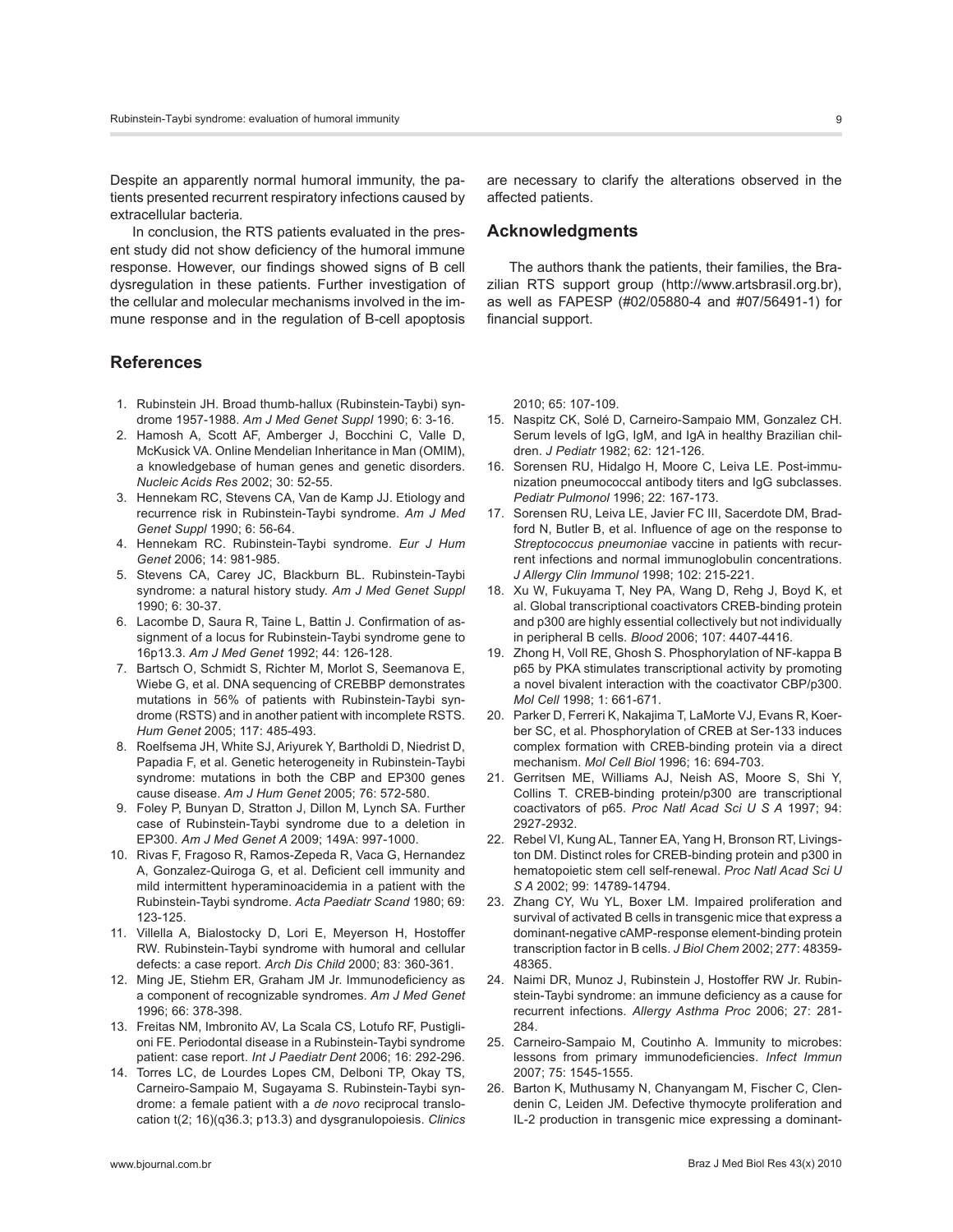Despite an apparently normal humoral immunity, the patients presented recurrent respiratory infections caused by extracellular bacteria.

In conclusion, the RTS patients evaluated in the present study did not show deficiency of the humoral immune response. However, our findings showed signs of B cell dysregulation in these patients. Further investigation of the cellular and molecular mechanisms involved in the immune response and in the regulation of B-cell apoptosis are necessary to clarify the alterations observed in the affected patients.

## Acknowledgments

The authors thank the patients, their families, the Brazilian RTS support group (http://www.artsbrasil.org.br), as well as FAPESP (#02/05880-4 and #07/56491-1) for financial support.

## References

1. Rubinstein JH. Broad thumb-hallux (Rubinstein-Taybi) syndrome 1957-1988. *Am J Med Genet Suppl* 1990; 6: 3-16.
2. Hamosh A, Scott AF, Amberger J, Bocchini C, Valle D, McKusick VA. Online Mendelian Inheritance in Man (OMIM), a knowledgebase of human genes and genetic disorders. *Nucleic Acids Res* 2002; 30: 52-55.
3. Hennekam RC, Stevens CA, Van de Kamp JJ. Etiology and recurrence risk in Rubinstein-Taybi syndrome. *Am J Med Genet Suppl* 1990; 6: 56-64.
4. Hennekam RC. Rubinstein-Taybi syndrome. *Eur J Hum Genet* 2006; 14: 981-985.
5. Stevens CA, Carey JC, Blackburn BL. Rubinstein-Taybi syndrome: a natural history study. *Am J Med Genet Suppl* 1990; 6: 30-37.
6. Lacombe D, Saura R, Taine L, Battin J. Confirmation of assignment of a locus for Rubinstein-Taybi syndrome gene to 16p13.3. *Am J Med Genet* 1992; 44: 126-128.
7. Bartsch O, Schmidt S, Richter M, Morlot S, Seemanova E, Wiebe G, et al. DNA sequencing of CREBBP demonstrates mutations in 56% of patients with Rubinstein-Taybi syndrome (RSTS) and in another patient with incomplete RSTS. *Hum Genet* 2005; 117: 485-493.
8. Roelfsema JH, White SJ, Ariyurek Y, Bartholdi D, Niedrist D, Papadia F, et al. Genetic heterogeneity in Rubinstein-Taybi syndrome: mutations in both the CBP and EP300 genes cause disease. *Am J Hum Genet* 2005; 76: 572-580.
9. Foley P, Bunyan D, Stratton J, Dillon M, Lynch SA. Further case of Rubinstein-Taybi syndrome due to a deletion in EP300. *Am J Med Genet A* 2009; 149A: 997-1000.
10. Rivas F, Fragoso R, Ramos-Zepeda R, Vaca G, Hernandez A, Gonzalez-Quiroga G, et al. Deficient cell immunity and mild intermittent hyperaminoacidemia in a patient with the Rubinstein-Taybi syndrome. *Acta Paediatr Scand* 1980; 69: 123-125.
11. Villella A, Bialostocky D, Lori E, Meyerson H, Hostoffer RW. Rubinstein-Taybi syndrome with humoral and cellular defects: a case report. *Arch Dis Child* 2000; 83: 360-361.
12. Ming JE, Stiehm ER, Graham JM Jr. Immunodeficiency as a component of recognizable syndromes. *Am J Med Genet* 1996; 66: 378-398.
13. Freitas NM, Imbronito AV, La Scala CS, Lotufo RF, Pustiglioni FE. Periodontal disease in a Rubinstein-Taybi syndrome patient: case report. *Int J Paediatr Dent* 2006; 16: 292-296.
14. Torres LC, de Lourdes Lopes CM, Delboni TP, Okay TS, Carneiro-Sampaio M, Sugayama S. Rubinstein-Taybi syndrome: a female patient with a *de novo* reciprocal translocation t(2; 16)(q36.3; p13.3) and dysgranulopoiesis. *Clinics* 2010; 65: 107-109.
15. Naspitz CK, Solé D, Carneiro-Sampaio MM, Gonzalez CH. Serum levels of IgG, IgM, and IgA in healthy Brazilian children. *J Pediatr* 1982; 62: 121-126.
16. Sorensen RU, Hidalgo H, Moore C, Leiva LE. Post-immunization pneumococcal antibody titers and IgG subclasses. *Pediatr Pulmonol* 1996; 22: 167-173.
17. Sorensen RU, Leiva LE, Javier FC III, Sacerdote DM, Bradford N, Butler B, et al. Influence of age on the response to *Streptococcus pneumoniae* vaccine in patients with recurrent infections and normal immunoglobulin concentrations. *J Allergy Clin Immunol* 1998; 102: 215-221.
18. Xu W, Fukuyama T, Ney PA, Wang D, Rehg J, Boyd K, et al. Global transcriptional coactivators CREB-binding protein and p300 are highly essential collectively but not individually in peripheral B cells. *Blood* 2006; 107: 4407-4416.
19. Zhong H, Voll RE, Ghosh S. Phosphorylation of NF-kappa B p65 by PKA stimulates transcriptional activity by promoting a novel bivalent interaction with the coactivator CBP/p300. *Mol Cell* 1998; 1: 661-671.
20. Parker D, Ferreri K, Nakajima T, LaMorte VJ, Evans R, Koerber SC, et al. Phosphorylation of CREB at Ser-133 induces complex formation with CREB-binding protein via a direct mechanism. *Mol Cell Biol* 1996; 16: 694-703.
21. Gerritsen ME, Williams AJ, Neish AS, Moore S, Shi Y, Collins T. CREB-binding protein/p300 are transcriptional coactivators of p65. *Proc Natl Acad Sci U S A* 1997; 94: 2927-2932.
22. Rebel VI, Kung AL, Tanner EA, Yang H, Bronson RT, Livingston DM. Distinct roles for CREB-binding protein and p300 in hematopoietic stem cell self-renewal. *Proc Natl Acad Sci U S A* 2002; 99: 14789-14794.
23. Zhang CY, Wu YL, Boxer LM. Impaired proliferation and survival of activated B cells in transgenic mice that express a dominant-negative cAMP-response element-binding protein transcription factor in B cells. *J Biol Chem* 2002; 277: 48359-48365.
24. Naimi DR, Munoz J, Rubinstein J, Hostoffer RW Jr. Rubinstein-Taybi syndrome: an immune deficiency as a cause for recurrent infections. *Allergy Asthma Proc* 2006; 27: 281-284.
25. Carneiro-Sampaio M, Coutinho A. Immunity to microbes: lessons from primary immunodeficiencies. *Infect Immun* 2007; 75: 1545-1555.
26. Barton K, Muthusamy N, Chanyangam M, Fischer C, Clendenin C, Leiden JM. Defective thymocyte proliferation and IL-2 production in transgenic mice expressing a dominant-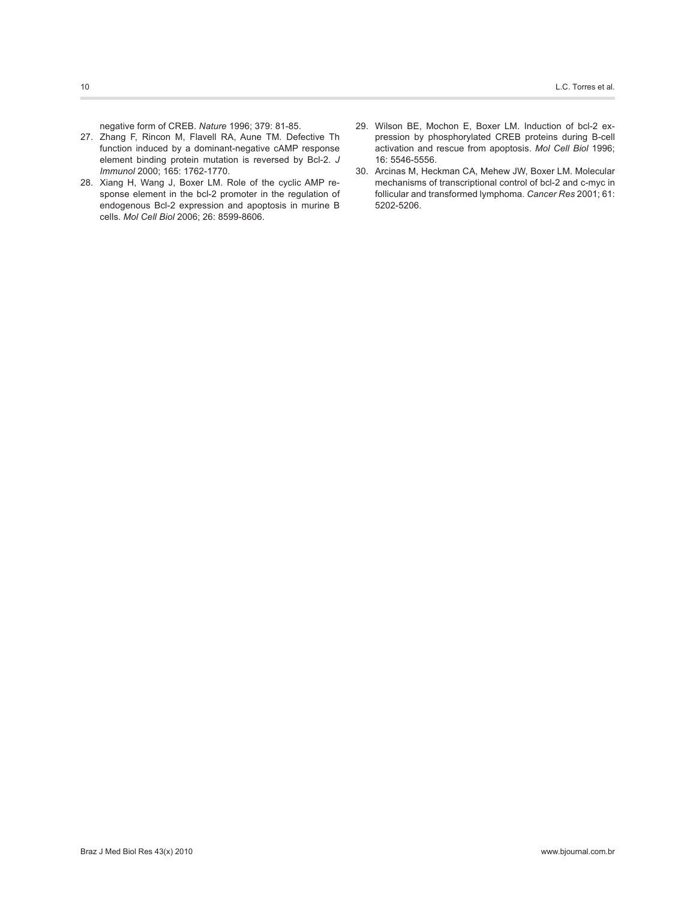negative form of CREB. *Nature* 1996; 379: 81-85.

27. Zhang F, Rincon M, Flavell RA, Aune TM. Defective Th function induced by a dominant-negative cAMP response element binding protein mutation is reversed by Bcl-2. *J Immunol* 2000; 165: 1762-1770.
28. Xiang H, Wang J, Boxer LM. Role of the cyclic AMP response element in the bcl-2 promoter in the regulation of endogenous Bcl-2 expression and apoptosis in murine B cells. *Mol Cell Biol* 2006; 26: 8599-8606.
29. Wilson BE, Mochon E, Boxer LM. Induction of bcl-2 expression by phosphorylated CREB proteins during B-cell activation and rescue from apoptosis. *Mol Cell Biol* 1996; 16: 5546-5556.
30. Arcinas M, Heckman CA, Mehew JW, Boxer LM. Molecular mechanisms of transcriptional control of bcl-2 and c-myc in follicular and transformed lymphoma. *Cancer Res* 2001; 61: 5202-5206.